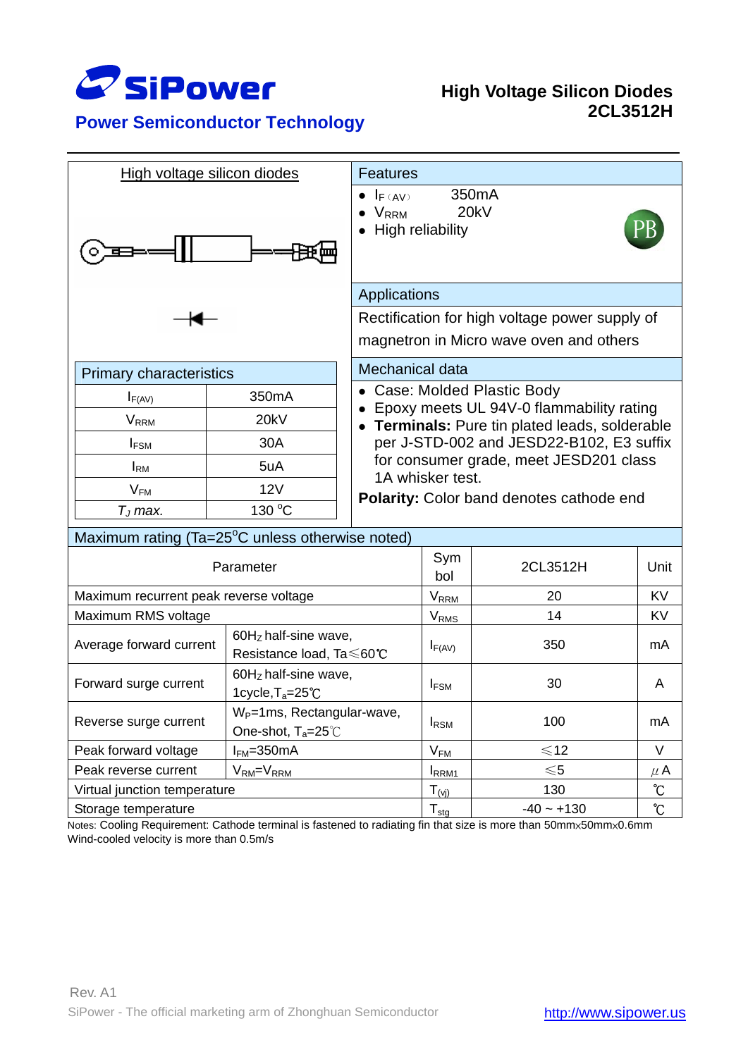SiPower

Power Semiconductor Technology

# High Voltage Silicon Diodes
# 2CL3512H

## High voltage silicon diodes

## Features

- $I_{F(AV)}$ 350mA
- $V_{RRM}$ 20kV
- High reliability

PB

## Applications

Rectification for high voltage power supply of magnetron in Micro wave oven and others

## Primary characteristics

| Parameter | Value |
|---|---|
| $I_{F(AV)}$ | 350mA |
| $V_{RRM}$ | 20kV |
| $I_{FSM}$ | 30A |
| $I_{RM}$ | 5uA |
| $V_{FM}$ | 12V |
| $T_J$ *max.* | 130 °C |

## Mechanical data

- Case: Molded Plastic Body
- Epoxy meets UL 94V-0 flammability rating
- **Terminals:** Pure tin plated leads, solderable per J-STD-002 and JESD22-B102, E3 suffix for consumer grade, meet JESD201 class 1A whisker test.

**Polarity:** Color band denotes cathode end

## Maximum rating (Ta=25°C unless otherwise noted)

| Parameter | | Symbol | 2CL3512H | Unit |
|---|---|---|---|---|
| Maximum recurrent peak reverse voltage | | $V_{RRM}$ | 20 | KV |
| Maximum RMS voltage | | $V_{RMS}$ | 14 | KV |
| Average forward current | 60Hz half-sine wave, Resistance load, Ta≤60℃ | $I_{F(AV)}$ | 350 | mA |
| Forward surge current | 60Hz half-sine wave, 1cycle, $T_a$=25℃ | $I_{FSM}$ | 30 | A |
| Reverse surge current | $W_P$=1ms, Rectangular-wave, One-shot, $T_a$=25℃ | $I_{RSM}$ | 100 | mA |
| Peak forward voltage | $I_{FM}$=350mA | $V_{FM}$ | ≤12 | V |
| Peak reverse current | $V_{RM}=V_{RRM}$ | $I_{RRM1}$ | ≤5 | μA |
| Virtual junction temperature | | $T_{(vj)}$ | 130 | ℃ |
| Storage temperature | | $T_{stg}$ | -40 ~ +130 | ℃ |

Notes: Cooling Requirement: Cathode terminal is fastened to radiating fin that size is more than 50mm×50mm×0.6mm Wind-cooled velocity is more than 0.5m/s

Rev. A1

SiPower - The official marketing arm of Zhonghuan Semiconductor http://www.sipower.us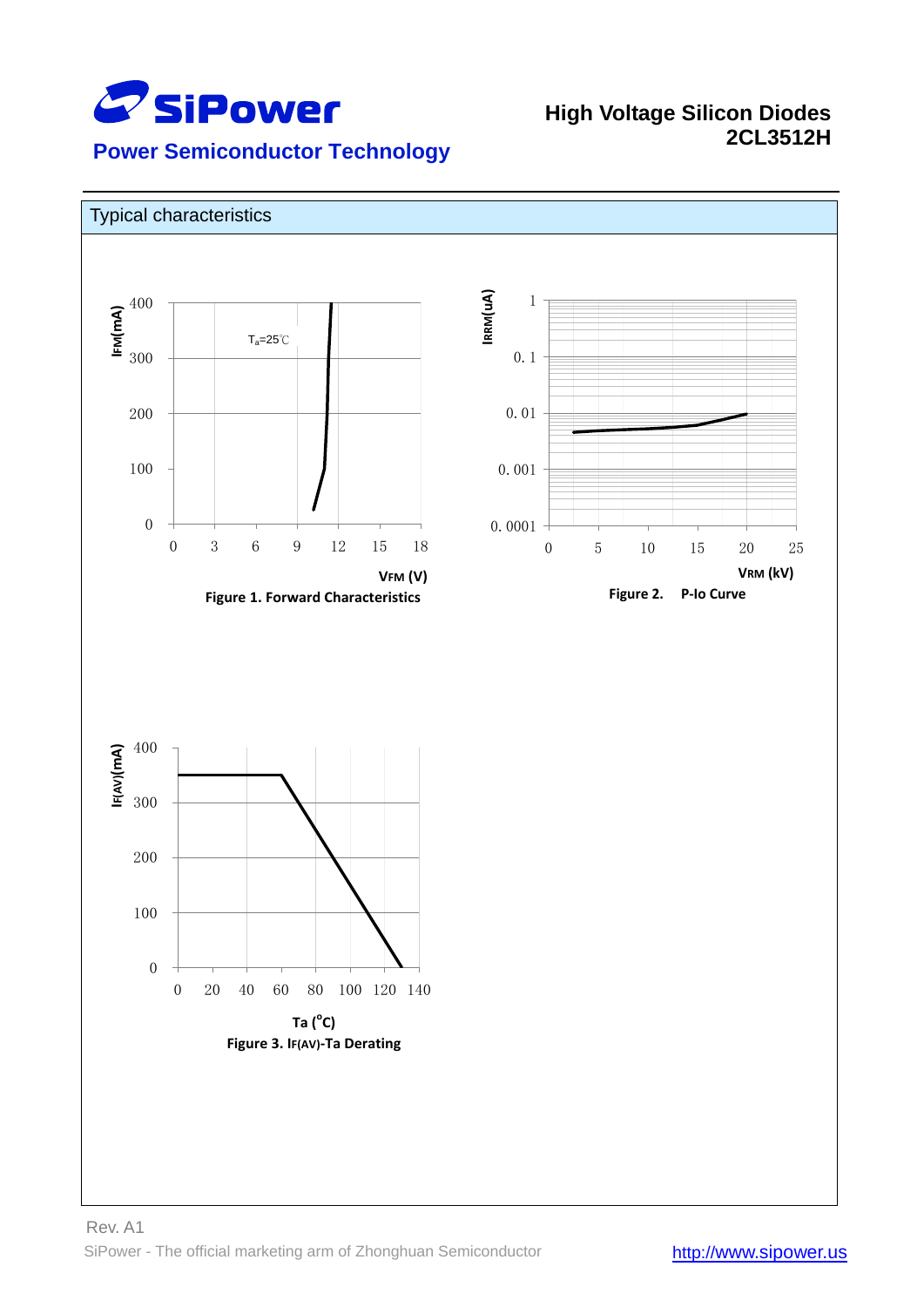## Typical characteristics

Figure 1. Forward Characteristics

Figure 2. P-Io Curve

Figure 3. $I_{F(AV)}$-Ta Derating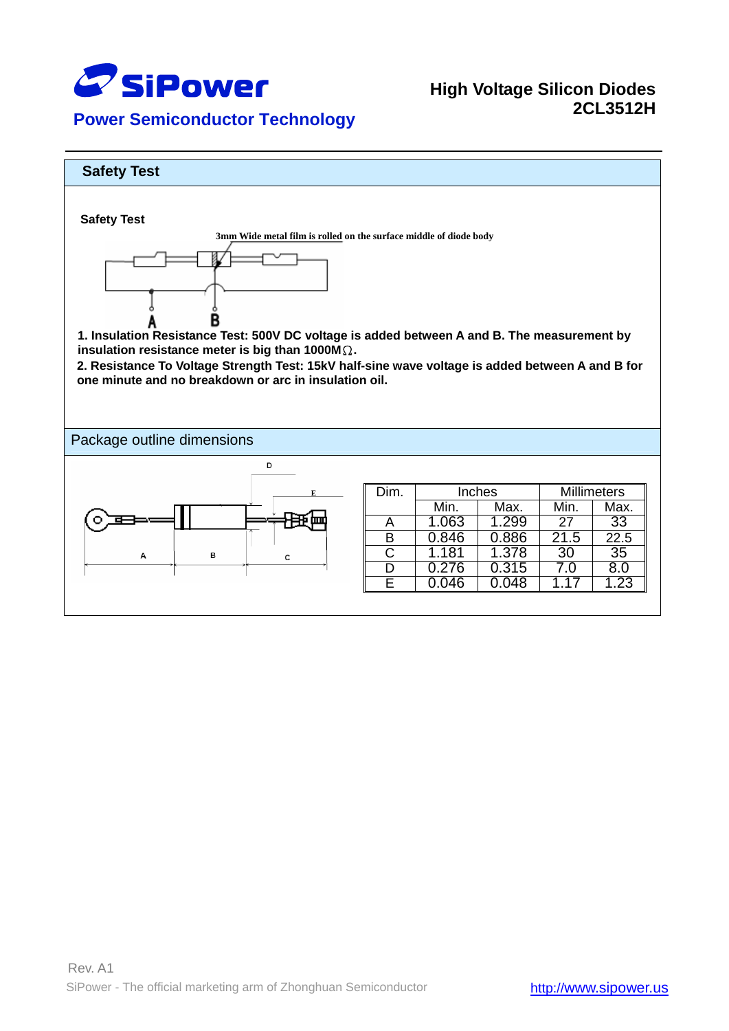## Safety Test

**Safety Test**

3mm Wide metal film is rolled on the surface middle of diode body

A

B

**1. Insulation Resistance Test: 500V DC voltage is added between A and B. The measurement by insulation resistance meter is big than 1000MΩ.**

**2. Resistance To Voltage Strength Test: 15kV half-sine wave voltage is added between A and B for one minute and no breakdown or arc in insulation oil.**

## Package outline dimensions

D

E

A

B

C

| Dim. | Inches | | Millimeters | |
|---|---|---|---|---|
| | Min. | Max. | Min. | Max. |
| A | 1.063 | 1.299 | 27 | 33 |
| B | 0.846 | 0.886 | 21.5 | 22.5 |
| C | 1.181 | 1.378 | 30 | 35 |
| D | 0.276 | 0.315 | 7.0 | 8.0 |
| E | 0.046 | 0.048 | 1.17 | 1.23 |